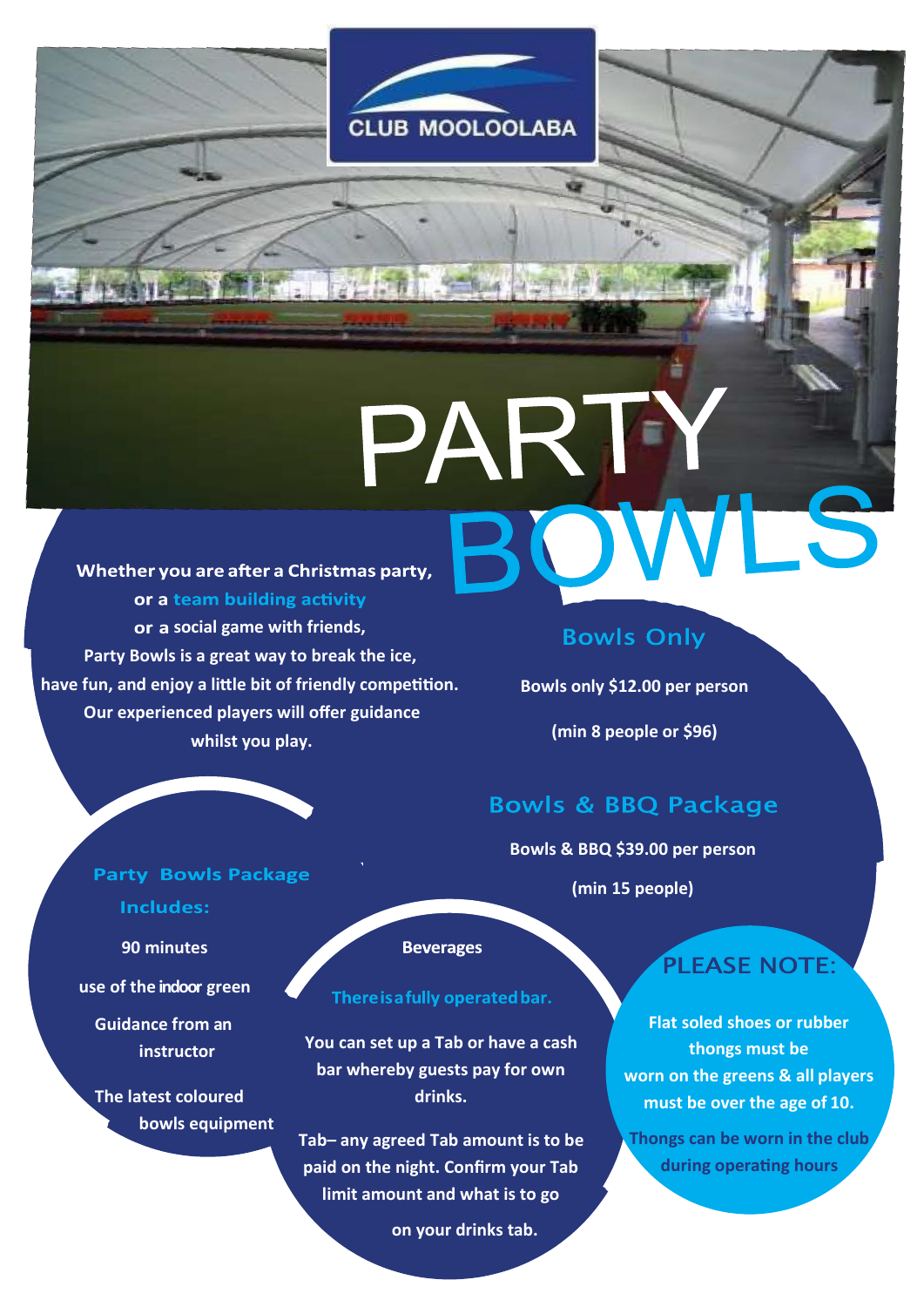CLUB MOOLOOLABA

# PARTY BOWLS

**Whether you are after a Christmas party,**
**or a team building activity**
**or a social game with friends,**
**Party Bowls is a great way to break the ice,**
**have fun, and enjoy a little bit of friendly competition.**
**Our experienced players will offer guidance**
**whilst you play.**

## Bowls Only

**Bowls only $12.00 per person**

**(min 8 people or $96)**

## Bowls & BBQ Package

**Bowls & BBQ $39.00 per person**

**(min 15 people)**

## Party Bowls Package Includes:

**90 minutes**

**use of the indoor green**

**Guidance from an instructor**

**The latest coloured bowls equipment**

## Beverages

**There is a fully operated bar.**

**You can set up a Tab or have a cash bar whereby guests pay for own drinks.**

**Tab– any agreed Tab amount is to be paid on the night. Confirm your Tab limit amount and what is to go on your drinks tab.**

## PLEASE NOTE:

**Flat soled shoes or rubber thongs must be worn on the greens & all players must be over the age of 10.**

**Thongs can be worn in the club during operating hours**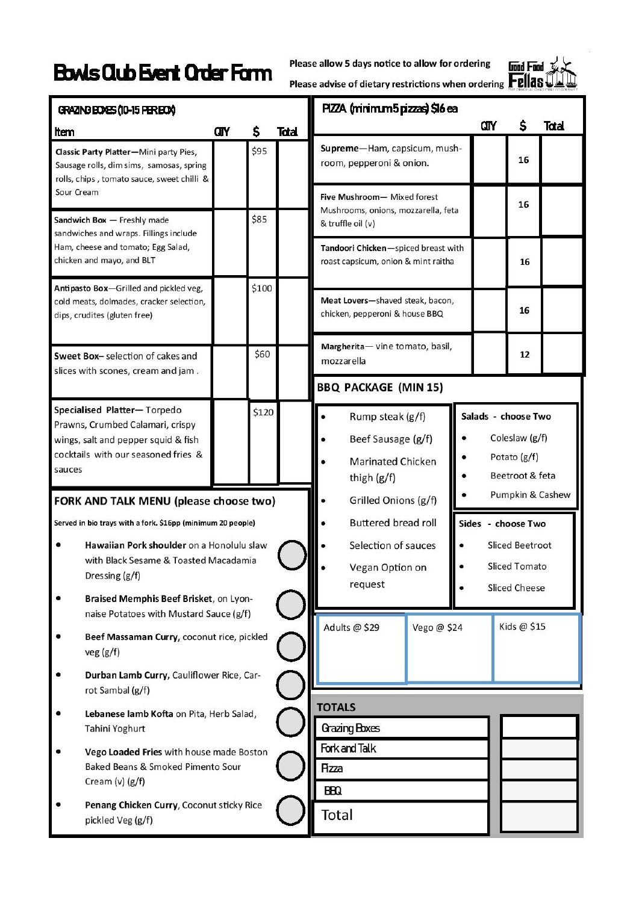# Bowls Club Event Order Form

Please allow 5 days notice to allow for ordering

Please advise of dietary restrictions when ordering

Good Food Fellas

## GRAZING BOXES (10-15 PER BOX)

| Item | QTY | $ | Total |
|---|---|---|---|
| **Classic Party Platter**—Mini party Pies, Sausage rolls, dim sims, samosas, spring rolls, chips , tomato sauce, sweet chilli & Sour Cream | | $95 | |
| **Sandwich Box** — Freshly made sandwiches and wraps. Fillings include Ham, cheese and tomato; Egg Salad, chicken and mayo, and BLT | | $85 | |
| **Antipasto Box**—Grilled and pickled veg, cold meats, dolmades, cracker selection, dips, crudites (gluten free) | | $100 | |
| **Sweet Box**– selection of cakes and slices with scones, cream and jam . | | $60 | |
| **Specialised Platter**— Torpedo Prawns, Crumbed Calamari, crispy wings, salt and pepper squid & fish cocktails with our seasoned fries & sauces | | $120 | |

## FORK AND TALK MENU (please choose two)

Served in bio trays with a fork. $16pp (minimum 20 people)

- **Hawaiian Pork shoulder** on a Honolulu slaw with Black Sesame & Toasted Macadamia Dressing (g/f) ○
- **Braised Memphis Beef Brisket**, on Lyonnaise Potatoes with Mustard Sauce (g/f) ○
- **Beef Massaman Curry**, coconut rice, pickled veg (g/f) ○
- **Durban Lamb Curry**, Cauliflower Rice, Carrot Sambal (g/f) ○
- **Lebanese lamb Kofta** on Pita, Herb Salad, Tahini Yoghurt ○
- **Vego Loaded Fries** with house made Boston Baked Beans & Smoked Pimento Sour Cream (v) (g/f) ○
- **Penang Chicken Curry**, Coconut sticky Rice pickled Veg (g/f) ○

## PIZZA (minimum 5 pizzas) $16 ea

| | QTY | $ | Total |
|---|---|---|---|
| **Supreme**—Ham, capsicum, mushroom, pepperoni & onion. | | 16 | |
| **Five Mushroom**— Mixed forest Mushrooms, onions, mozzarella, feta & truffle oil (v) | | 16 | |
| **Tandoori Chicken**—spiced breast with roast capsicum, onion & mint raitha | | 16 | |
| **Meat Lovers**—shaved steak, bacon, chicken, pepperoni & house BBQ | | 16 | |
| **Margherita**— vine tomato, basil, mozzarella | | 12 | |

## BBQ PACKAGE (MIN 15)

- Rump steak (g/f)
- Beef Sausage (g/f)
- Marinated Chicken thigh (g/f)
- Grilled Onions (g/f)
- Buttered bread roll
- Selection of sauces
- Vegan Option on request

**Salads - choose Two**

- Coleslaw (g/f)
- Potato (g/f)
- Beetroot & feta
- Pumpkin & Cashew

**Sides - choose Two**

- Sliced Beetroot
- Sliced Tomato
- Sliced Cheese

| Adults @ $29 | Vego @ $24 | Kids @ $15 |
|---|---|---|
| | | |

## TOTALS

| | |
|---|---|
| Grazing Boxes | |
| Fork and Talk | |
| Pizza | |
| BBQ | |
| Total | |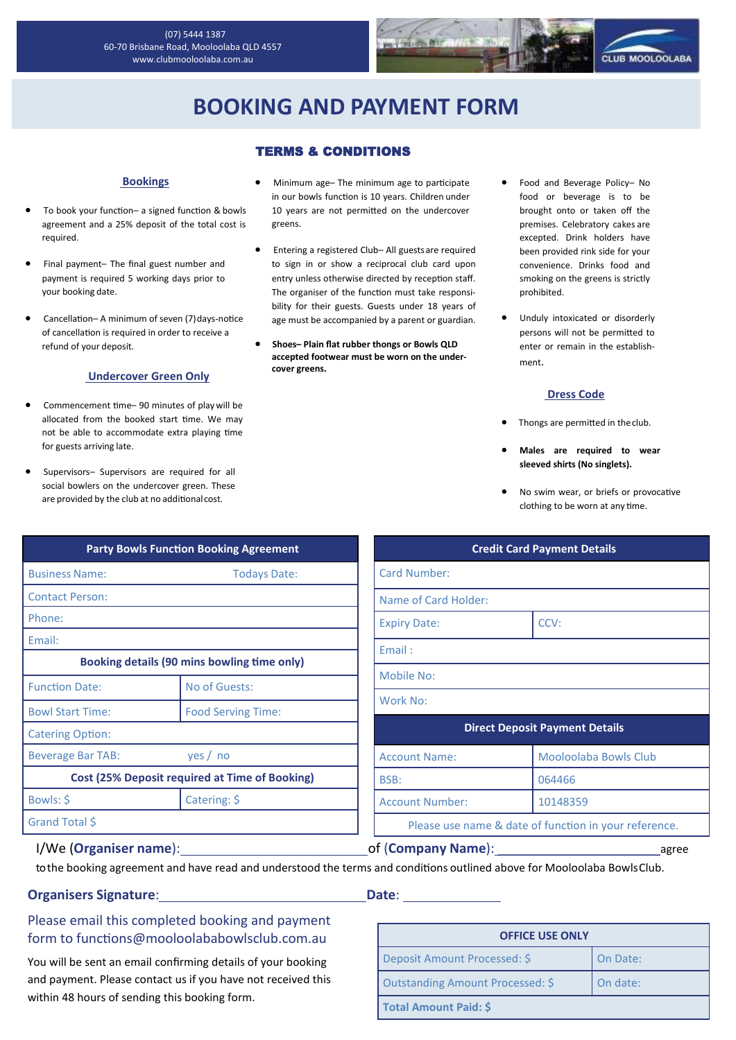(07) 5444 1387
60-70 Brisbane Road, Mooloolaba QLD 4557
www.clubmooloolaba.com.au

CLUB MOOLOOLABA

# BOOKING AND PAYMENT FORM

## TERMS & CONDITIONS

### Bookings

- To book your function– a signed function & bowls agreement and a 25% deposit of the total cost is required.
- Final payment– The final guest number and payment is required 5 working days prior to your booking date.
- Cancellation– A minimum of seven (7) days-notice of cancellation is required in order to receive a refund of your deposit.

### Undercover Green Only

- Commencement time– 90 minutes of play will be allocated from the booked start time. We may not be able to accommodate extra playing time for guests arriving late.
- Supervisors– Supervisors are required for all social bowlers on the undercover green. These are provided by the club at no additional cost.

- Minimum age– The minimum age to participate in our bowls function is 10 years. Children under 10 years are not permitted on the undercover greens.
- Entering a registered Club– All guests are required to sign in or show a reciprocal club card upon entry unless otherwise directed by reception staff. The organiser of the function must take responsibility for their guests. Guests under 18 years of age must be accompanied by a parent or guardian.
- **Shoes– Plain flat rubber thongs or Bowls QLD accepted footwear must be worn on the undercover greens.**

- Food and Beverage Policy– No food or beverage is to be brought onto or taken off the premises. Celebratory cakes are excepted. Drink holders have been provided rink side for your convenience. Drinks food and smoking on the greens is strictly prohibited.
- Unduly intoxicated or disorderly persons will not be permitted to enter or remain in the establishment.

### Dress Code

- Thongs are permitted in the club.
- **Males are required to wear sleeved shirts (No singlets).**
- No swim wear, or briefs or provocative clothing to be worn at any time.

| Party Bowls Function Booking Agreement | |
|---|---|
| Business Name: | Todays Date: |
| Contact Person: | |
| Phone: | |
| Email: | |
| **Booking details (90 mins bowling time only)** | |
| Function Date: | No of Guests: |
| Bowl Start Time: | Food Serving Time: |
| Catering Option: | |
| Beverage Bar TAB: yes / no | |
| **Cost (25% Deposit required at Time of Booking)** | |
| Bowls: $ | Catering: $ |
| Grand Total $ | |

| Credit Card Payment Details | |
|---|---|
| Card Number: | |
| Name of Card Holder: | |
| Expiry Date: | CCV: |
| Email : | |
| Mobile No: | |
| Work No: | |
| **Direct Deposit Payment Details** | |
| Account Name: | Mooloolaba Bowls Club |
| BSB: | 064466 |
| Account Number: | 10148359 |
| Please use name & date of function in your reference. | |

I/We (**Organiser name**):________________________ of (**Company Name**):______________________ agree to the booking agreement and have read and understood the terms and conditions outlined above for Mooloolaba Bowls Club.

**Organisers Signature**:____________________________ **Date**: ______________

Please email this completed booking and payment form to functions@mooloolababowlsclub.com.au

You will be sent an email confirming details of your booking and payment. Please contact us if you have not received this within 48 hours of sending this booking form.

| OFFICE USE ONLY | |
|---|---|
| Deposit Amount Processed: $ | On Date: |
| Outstanding Amount Processed: $ | On date: |
| **Total Amount Paid: $** | |